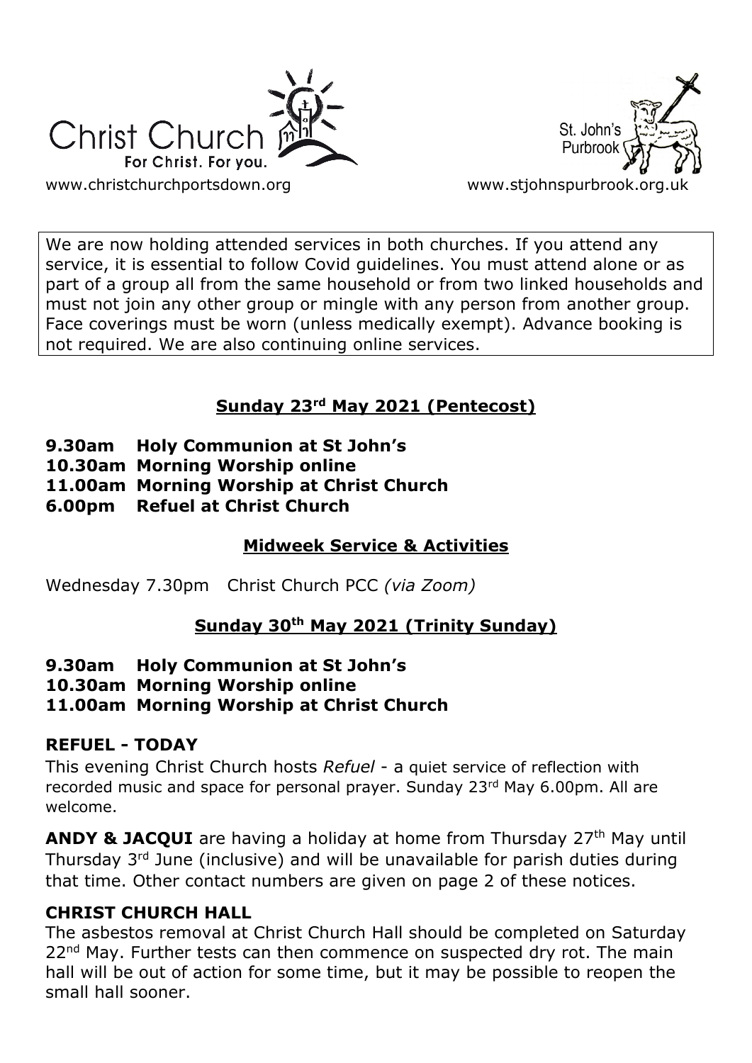Christ Church
For Christ. For you.
www.christchurchportsdown.org

St. John's
Purbrook
www.stjohnspurbrook.org.uk

We are now holding attended services in both churches. If you attend any service, it is essential to follow Covid guidelines. You must attend alone or as part of a group all from the same household or from two linked households and must not join any other group or mingle with any person from another group. Face coverings must be worn (unless medically exempt). Advance booking is not required. We are also continuing online services.

## Sunday 23rd May 2021 (Pentecost)

**9.30am Holy Communion at St John's**
**10.30am Morning Worship online**
**11.00am Morning Worship at Christ Church**
**6.00pm Refuel at Christ Church**

## Midweek Service & Activities

Wednesday 7.30pm Christ Church PCC *(via Zoom)*

## Sunday 30th May 2021 (Trinity Sunday)

**9.30am Holy Communion at St John's**
**10.30am Morning Worship online**
**11.00am Morning Worship at Christ Church**

### REFUEL - TODAY

This evening Christ Church hosts *Refuel* - a quiet service of reflection with recorded music and space for personal prayer. Sunday 23rd May 6.00pm. All are welcome.

**ANDY & JACQUI** are having a holiday at home from Thursday 27th May until Thursday 3rd June (inclusive) and will be unavailable for parish duties during that time. Other contact numbers are given on page 2 of these notices.

### CHRIST CHURCH HALL

The asbestos removal at Christ Church Hall should be completed on Saturday 22nd May. Further tests can then commence on suspected dry rot. The main hall will be out of action for some time, but it may be possible to reopen the small hall sooner.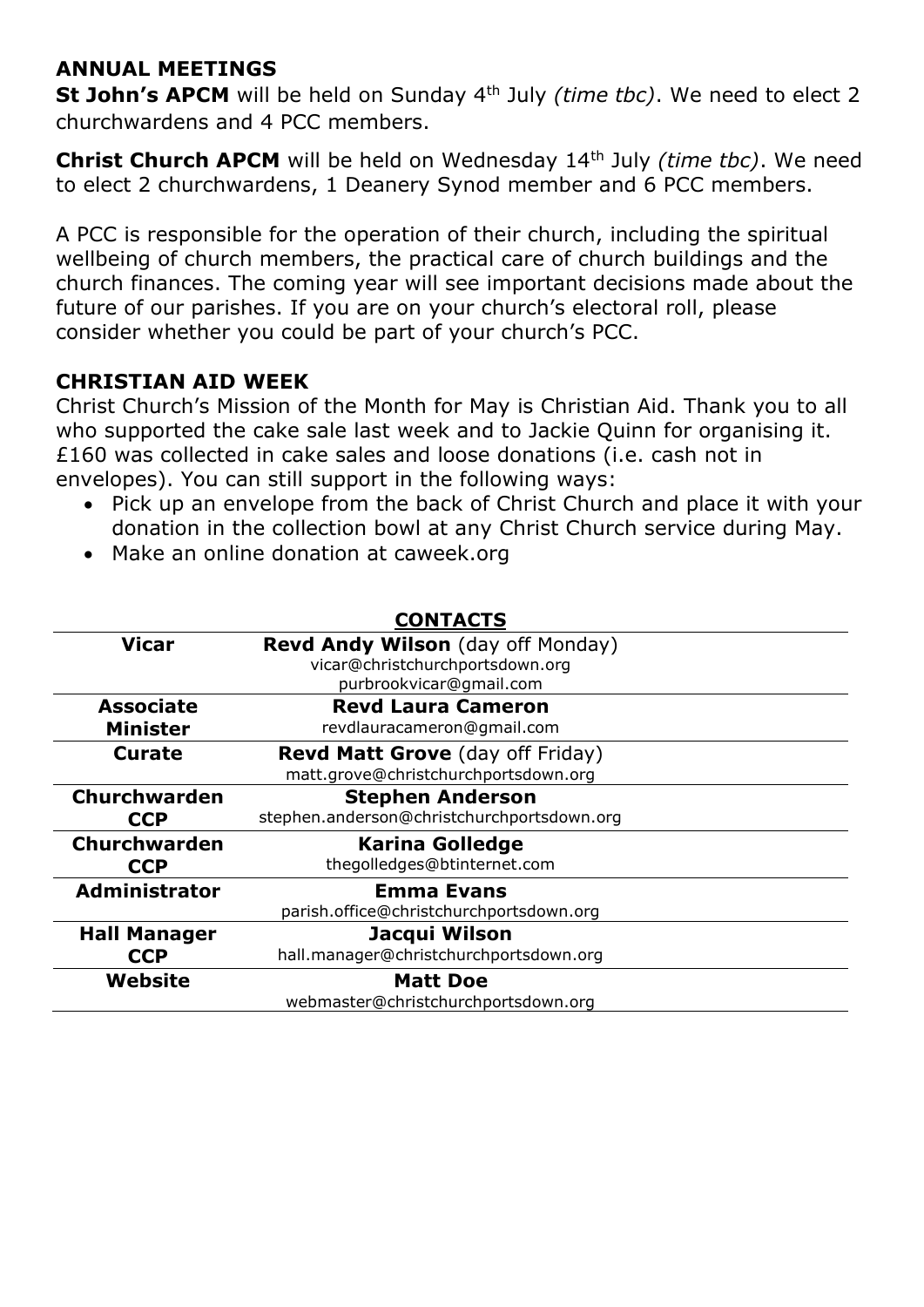## ANNUAL MEETINGS

**St John's APCM** will be held on Sunday 4th July *(time tbc)*. We need to elect 2 churchwardens and 4 PCC members.

**Christ Church APCM** will be held on Wednesday 14th July *(time tbc)*. We need to elect 2 churchwardens, 1 Deanery Synod member and 6 PCC members.

A PCC is responsible for the operation of their church, including the spiritual wellbeing of church members, the practical care of church buildings and the church finances. The coming year will see important decisions made about the future of our parishes. If you are on your church's electoral roll, please consider whether you could be part of your church's PCC.

## CHRISTIAN AID WEEK

Christ Church's Mission of the Month for May is Christian Aid. Thank you to all who supported the cake sale last week and to Jackie Quinn for organising it. £160 was collected in cake sales and loose donations (i.e. cash not in envelopes). You can still support in the following ways:

- Pick up an envelope from the back of Christ Church and place it with your donation in the collection bowl at any Christ Church service during May.
- Make an online donation at caweek.org

## CONTACTS

| | |
|---|---|
| **Vicar** | **Revd Andy Wilson** (day off Monday)<br>vicar@christchurchportsdown.org<br>purbrookvicar@gmail.com |
| **Associate Minister** | **Revd Laura Cameron**<br>revdlauracameron@gmail.com |
| **Curate** | **Revd Matt Grove** (day off Friday)<br>matt.grove@christchurchportsdown.org |
| **Churchwarden CCP** | **Stephen Anderson**<br>stephen.anderson@christchurchportsdown.org |
| **Churchwarden CCP** | **Karina Golledge**<br>thegolledges@btinternet.com |
| **Administrator** | **Emma Evans**<br>parish.office@christchurchportsdown.org |
| **Hall Manager CCP** | **Jacqui Wilson**<br>hall.manager@christchurchportsdown.org |
| **Website** | **Matt Doe**<br>webmaster@christchurchportsdown.org |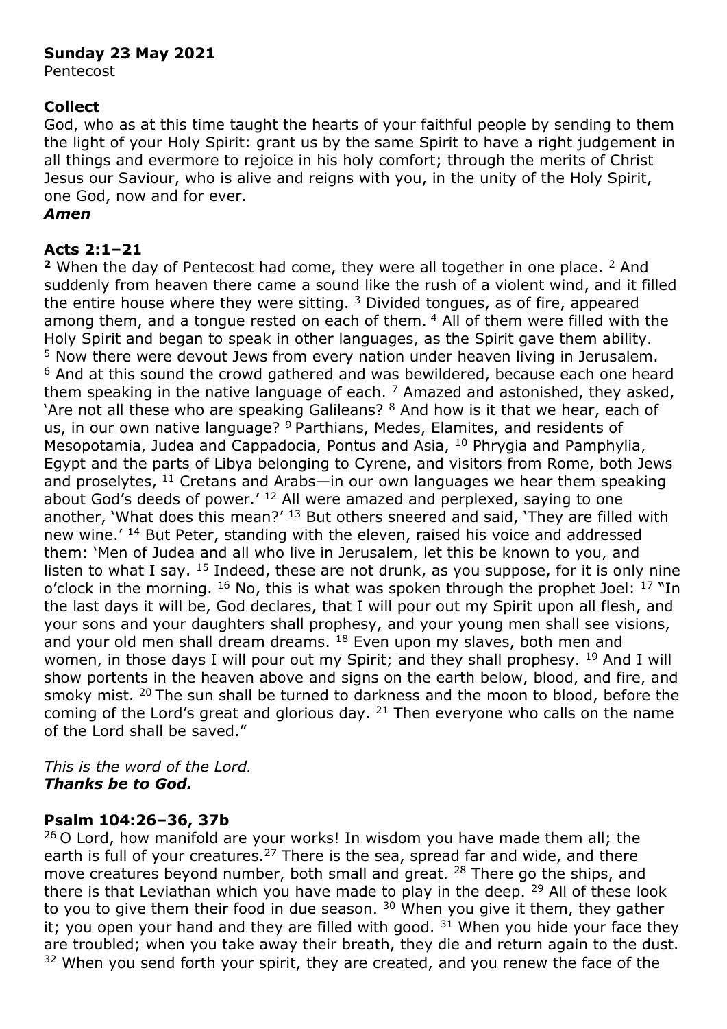**Sunday 23 May 2021**
Pentecost

**Collect**
God, who as at this time taught the hearts of your faithful people by sending to them the light of your Holy Spirit: grant us by the same Spirit to have a right judgement in all things and evermore to rejoice in his holy comfort; through the merits of Christ Jesus our Saviour, who is alive and reigns with you, in the unity of the Holy Spirit, one God, now and for ever.
***Amen***

**Acts 2:1–21**
**2** When the day of Pentecost had come, they were all together in one place. [2] And suddenly from heaven there came a sound like the rush of a violent wind, and it filled the entire house where they were sitting. [3] Divided tongues, as of fire, appeared among them, and a tongue rested on each of them. [4] All of them were filled with the Holy Spirit and began to speak in other languages, as the Spirit gave them ability. [5] Now there were devout Jews from every nation under heaven living in Jerusalem. [6] And at this sound the crowd gathered and was bewildered, because each one heard them speaking in the native language of each. [7] Amazed and astonished, they asked, 'Are not all these who are speaking Galileans? [8] And how is it that we hear, each of us, in our own native language? [9] Parthians, Medes, Elamites, and residents of Mesopotamia, Judea and Cappadocia, Pontus and Asia, [10] Phrygia and Pamphylia, Egypt and the parts of Libya belonging to Cyrene, and visitors from Rome, both Jews and proselytes, [11] Cretans and Arabs—in our own languages we hear them speaking about God's deeds of power.' [12] All were amazed and perplexed, saying to one another, 'What does this mean?' [13] But others sneered and said, 'They are filled with new wine.' [14] But Peter, standing with the eleven, raised his voice and addressed them: 'Men of Judea and all who live in Jerusalem, let this be known to you, and listen to what I say. [15] Indeed, these are not drunk, as you suppose, for it is only nine o'clock in the morning. [16] No, this is what was spoken through the prophet Joel: [17] "In the last days it will be, God declares, that I will pour out my Spirit upon all flesh, and your sons and your daughters shall prophesy, and your young men shall see visions, and your old men shall dream dreams. [18] Even upon my slaves, both men and women, in those days I will pour out my Spirit; and they shall prophesy. [19] And I will show portents in the heaven above and signs on the earth below, blood, and fire, and smoky mist. [20] The sun shall be turned to darkness and the moon to blood, before the coming of the Lord's great and glorious day. [21] Then everyone who calls on the name of the Lord shall be saved."

*This is the word of the Lord.*
***Thanks be to God.***

**Psalm 104:26–36, 37b**
[26] O Lord, how manifold are your works! In wisdom you have made them all; the earth is full of your creatures.[27] There is the sea, spread far and wide, and there move creatures beyond number, both small and great. [28] There go the ships, and there is that Leviathan which you have made to play in the deep. [29] All of these look to you to give them their food in due season. [30] When you give it them, they gather it; you open your hand and they are filled with good. [31] When you hide your face they are troubled; when you take away their breath, they die and return again to the dust. [32] When you send forth your spirit, they are created, and you renew the face of the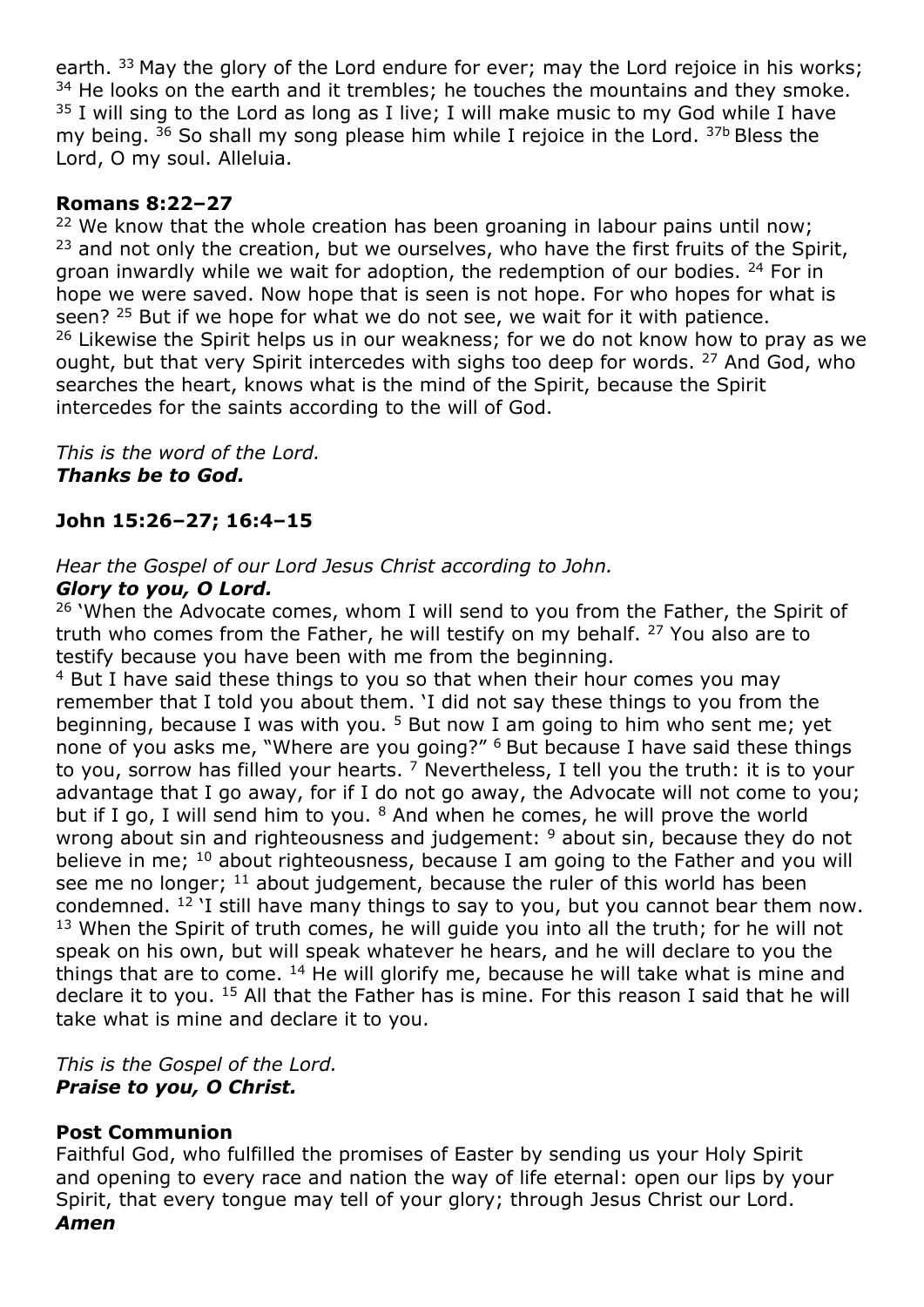earth. [33] May the glory of the Lord endure for ever; may the Lord rejoice in his works; [34] He looks on the earth and it trembles; he touches the mountains and they smoke. [35] I will sing to the Lord as long as I live; I will make music to my God while I have my being. [36] So shall my song please him while I rejoice in the Lord. [37b] Bless the Lord, O my soul. Alleluia.

**Romans 8:22–27**

[22] We know that the whole creation has been groaning in labour pains until now; [23] and not only the creation, but we ourselves, who have the first fruits of the Spirit, groan inwardly while we wait for adoption, the redemption of our bodies. [24] For in hope we were saved. Now hope that is seen is not hope. For who hopes for what is seen? [25] But if we hope for what we do not see, we wait for it with patience. [26] Likewise the Spirit helps us in our weakness; for we do not know how to pray as we ought, but that very Spirit intercedes with sighs too deep for words. [27] And God, who searches the heart, knows what is the mind of the Spirit, because the Spirit intercedes for the saints according to the will of God.

*This is the word of the Lord.*
***Thanks be to God.***

**John 15:26–27; 16:4–15**

*Hear the Gospel of our Lord Jesus Christ according to John.*
***Glory to you, O Lord.***

[26] 'When the Advocate comes, whom I will send to you from the Father, the Spirit of truth who comes from the Father, he will testify on my behalf. [27] You also are to testify because you have been with me from the beginning.
[4] But I have said these things to you so that when their hour comes you may remember that I told you about them. 'I did not say these things to you from the beginning, because I was with you. [5] But now I am going to him who sent me; yet none of you asks me, "Where are you going?" [6] But because I have said these things to you, sorrow has filled your hearts. [7] Nevertheless, I tell you the truth: it is to your advantage that I go away, for if I do not go away, the Advocate will not come to you; but if I go, I will send him to you. [8] And when he comes, he will prove the world wrong about sin and righteousness and judgement: [9] about sin, because they do not believe in me; [10] about righteousness, because I am going to the Father and you will see me no longer; [11] about judgement, because the ruler of this world has been condemned. [12] 'I still have many things to say to you, but you cannot bear them now. [13] When the Spirit of truth comes, he will guide you into all the truth; for he will not speak on his own, but will speak whatever he hears, and he will declare to you the things that are to come. [14] He will glorify me, because he will take what is mine and declare it to you. [15] All that the Father has is mine. For this reason I said that he will take what is mine and declare it to you.

*This is the Gospel of the Lord.*
***Praise to you, O Christ.***

**Post Communion**

Faithful God, who fulfilled the promises of Easter by sending us your Holy Spirit and opening to every race and nation the way of life eternal: open our lips by your Spirit, that every tongue may tell of your glory; through Jesus Christ our Lord.
***Amen***